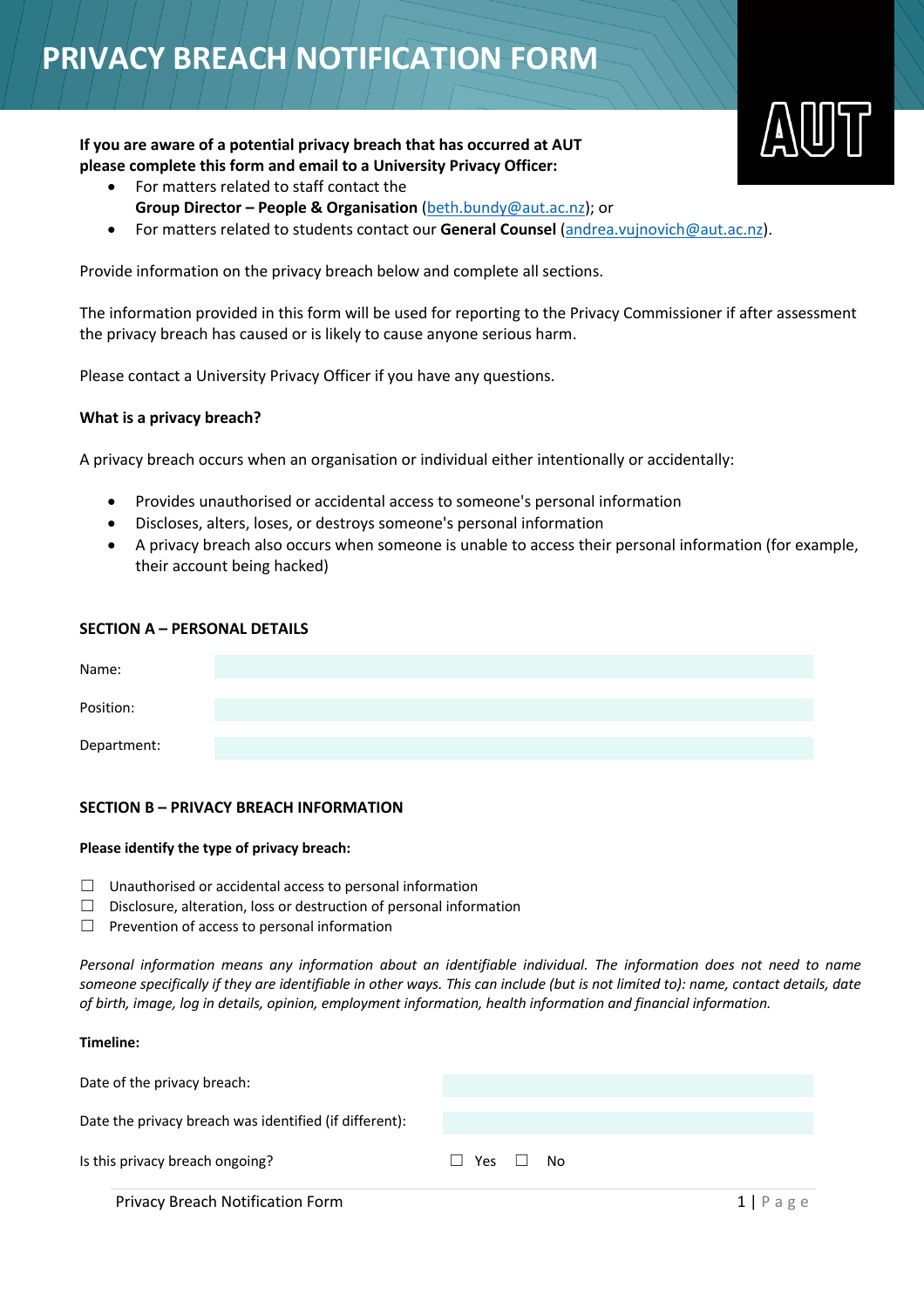# PRIVACY BREACH NOTIFICATION FORM

**If you are aware of a potential privacy breach that has occurred at AUT please complete this form and email to a University Privacy Officer:**

- For matters related to staff contact the **Group Director – People & Organisation** (beth.bundy@aut.ac.nz); or
- For matters related to students contact our **General Counsel** (andrea.vujnovich@aut.ac.nz).

Provide information on the privacy breach below and complete all sections.

The information provided in this form will be used for reporting to the Privacy Commissioner if after assessment the privacy breach has caused or is likely to cause anyone serious harm.

Please contact a University Privacy Officer if you have any questions.

**What is a privacy breach?**

A privacy breach occurs when an organisation or individual either intentionally or accidentally:

- Provides unauthorised or accidental access to someone's personal information
- Discloses, alters, loses, or destroys someone's personal information
- A privacy breach also occurs when someone is unable to access their personal information (for example, their account being hacked)

## SECTION A – PERSONAL DETAILS

| | |
|---|---|
| Name: | |
| Position: | |
| Department: | |

## SECTION B – PRIVACY BREACH INFORMATION

**Please identify the type of privacy breach:**

☐ Unauthorised or accidental access to personal information
☐ Disclosure, alteration, loss or destruction of personal information
☐ Prevention of access to personal information

*Personal information means any information about an identifiable individual. The information does not need to name someone specifically if they are identifiable in other ways. This can include (but is not limited to): name, contact details, date of birth, image, log in details, opinion, employment information, health information and financial information.*

**Timeline:**

| | |
|---|---|
| Date of the privacy breach: | |
| Date the privacy breach was identified (if different): | |
| Is this privacy breach ongoing? | ☐ Yes ☐ No |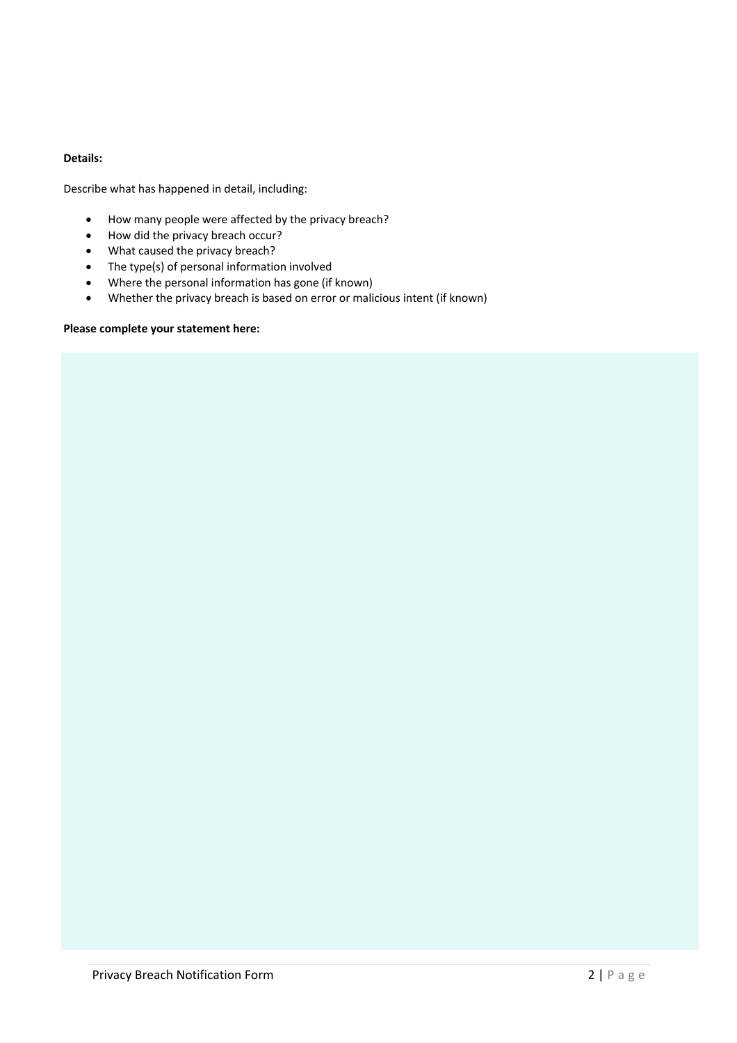**Details:**

Describe what has happened in detail, including:

- How many people were affected by the privacy breach?
- How did the privacy breach occur?
- What caused the privacy breach?
- The type(s) of personal information involved
- Where the personal information has gone (if known)
- Whether the privacy breach is based on error or malicious intent (if known)

**Please complete your statement here:**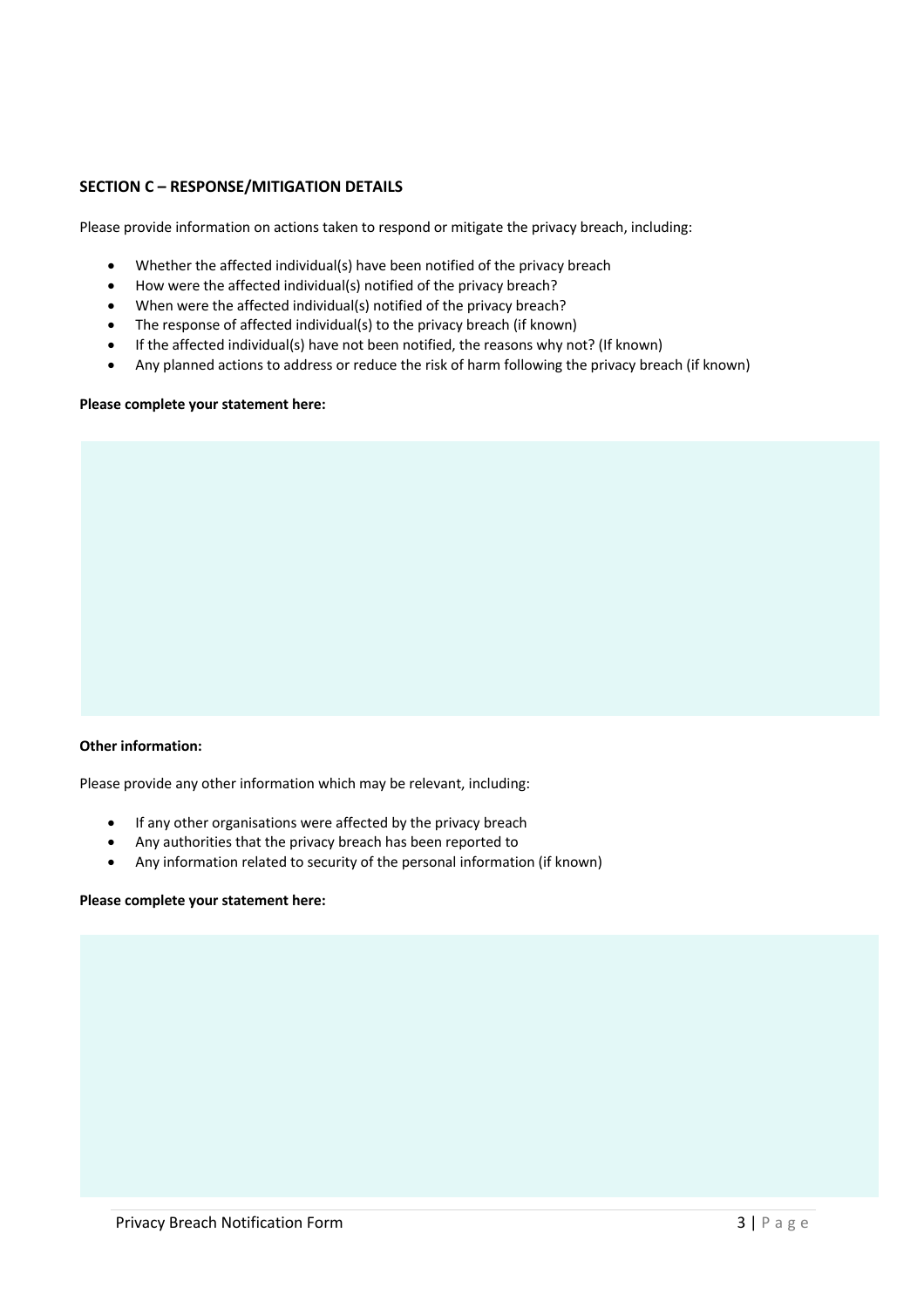## SECTION C – RESPONSE/MITIGATION DETAILS

Please provide information on actions taken to respond or mitigate the privacy breach, including:

- Whether the affected individual(s) have been notified of the privacy breach
- How were the affected individual(s) notified of the privacy breach?
- When were the affected individual(s) notified of the privacy breach?
- The response of affected individual(s) to the privacy breach (if known)
- If the affected individual(s) have not been notified, the reasons why not? (If known)
- Any planned actions to address or reduce the risk of harm following the privacy breach (if known)

**Please complete your statement here:**

**Other information:**

Please provide any other information which may be relevant, including:

- If any other organisations were affected by the privacy breach
- Any authorities that the privacy breach has been reported to
- Any information related to security of the personal information (if known)

**Please complete your statement here:**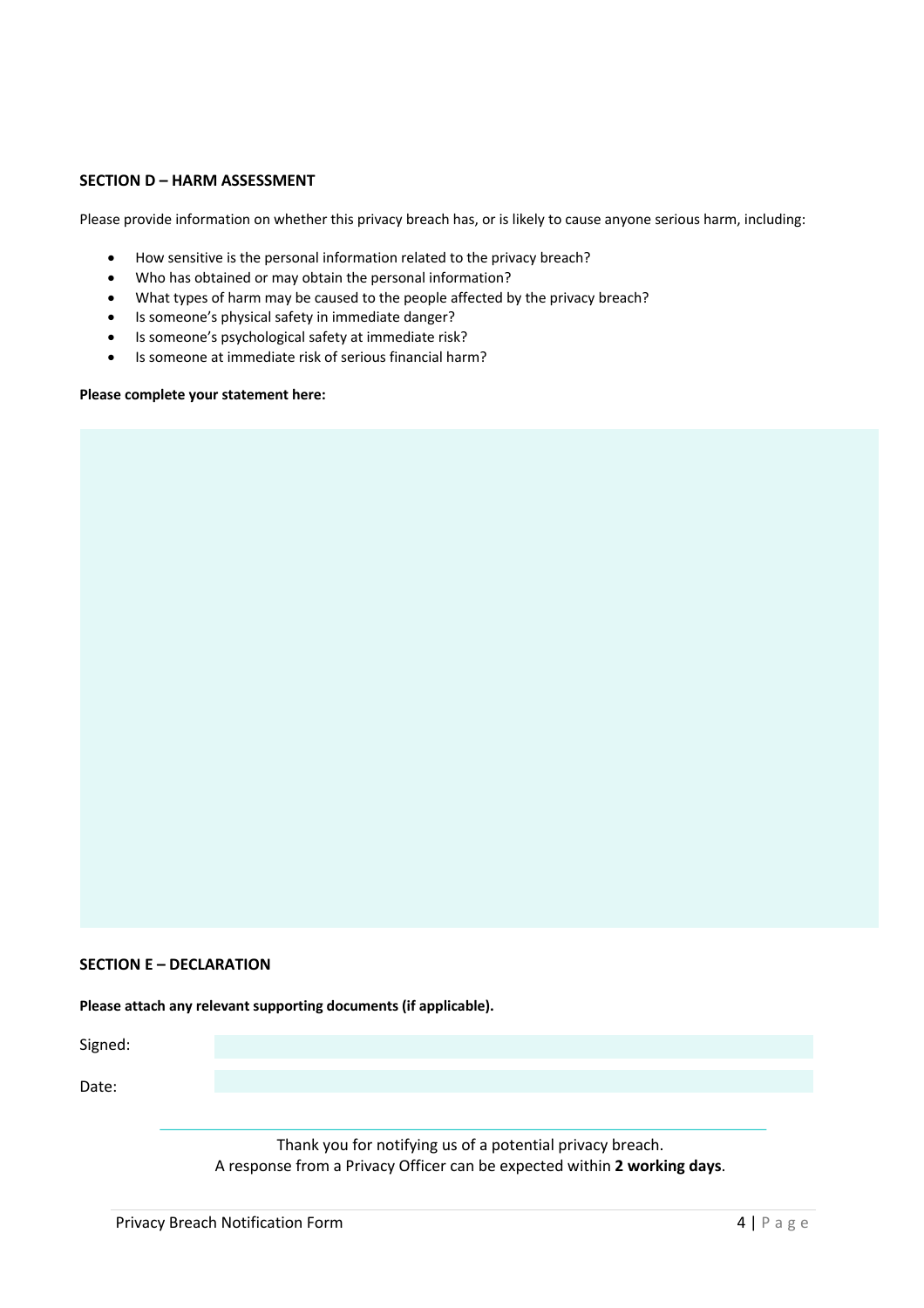**SECTION D – HARM ASSESSMENT**

Please provide information on whether this privacy breach has, or is likely to cause anyone serious harm, including:

- How sensitive is the personal information related to the privacy breach?
- Who has obtained or may obtain the personal information?
- What types of harm may be caused to the people affected by the privacy breach?
- Is someone's physical safety in immediate danger?
- Is someone's psychological safety at immediate risk?
- Is someone at immediate risk of serious financial harm?

**Please complete your statement here:**

**SECTION E – DECLARATION**

**Please attach any relevant supporting documents (if applicable).**

Signed:

Date:

---

Thank you for notifying us of a potential privacy breach.
A response from a Privacy Officer can be expected within **2 working days**.